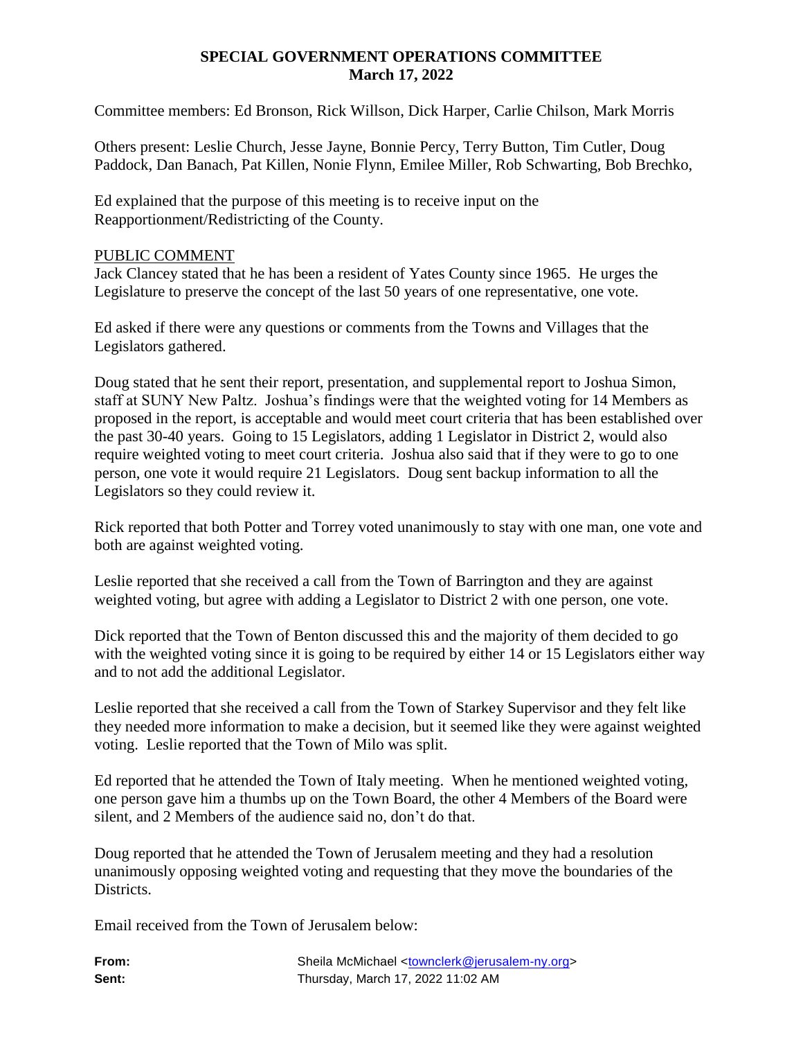**SPECIAL GOVERNMENT OPERATIONS COMMITTEE**
**March 17, 2022**

Committee members: Ed Bronson, Rick Willson, Dick Harper, Carlie Chilson, Mark Morris

Others present: Leslie Church, Jesse Jayne, Bonnie Percy, Terry Button, Tim Cutler, Doug Paddock, Dan Banach, Pat Killen, Nonie Flynn, Emilee Miller, Rob Schwarting, Bob Brechko,

Ed explained that the purpose of this meeting is to receive input on the Reapportionment/Redistricting of the County.

PUBLIC COMMENT

Jack Clancey stated that he has been a resident of Yates County since 1965. He urges the Legislature to preserve the concept of the last 50 years of one representative, one vote.

Ed asked if there were any questions or comments from the Towns and Villages that the Legislators gathered.

Doug stated that he sent their report, presentation, and supplemental report to Joshua Simon, staff at SUNY New Paltz. Joshua's findings were that the weighted voting for 14 Members as proposed in the report, is acceptable and would meet court criteria that has been established over the past 30-40 years. Going to 15 Legislators, adding 1 Legislator in District 2, would also require weighted voting to meet court criteria. Joshua also said that if they were to go to one person, one vote it would require 21 Legislators. Doug sent backup information to all the Legislators so they could review it.

Rick reported that both Potter and Torrey voted unanimously to stay with one man, one vote and both are against weighted voting.

Leslie reported that she received a call from the Town of Barrington and they are against weighted voting, but agree with adding a Legislator to District 2 with one person, one vote.

Dick reported that the Town of Benton discussed this and the majority of them decided to go with the weighted voting since it is going to be required by either 14 or 15 Legislators either way and to not add the additional Legislator.

Leslie reported that she received a call from the Town of Starkey Supervisor and they felt like they needed more information to make a decision, but it seemed like they were against weighted voting. Leslie reported that the Town of Milo was split.

Ed reported that he attended the Town of Italy meeting. When he mentioned weighted voting, one person gave him a thumbs up on the Town Board, the other 4 Members of the Board were silent, and 2 Members of the audience said no, don't do that.

Doug reported that he attended the Town of Jerusalem meeting and they had a resolution unanimously opposing weighted voting and requesting that they move the boundaries of the Districts.

Email received from the Town of Jerusalem below:

| | |
|---|---|
| **From:** | Sheila McMichael <townclerk@jerusalem-ny.org> |
| **Sent:** | Thursday, March 17, 2022 11:02 AM |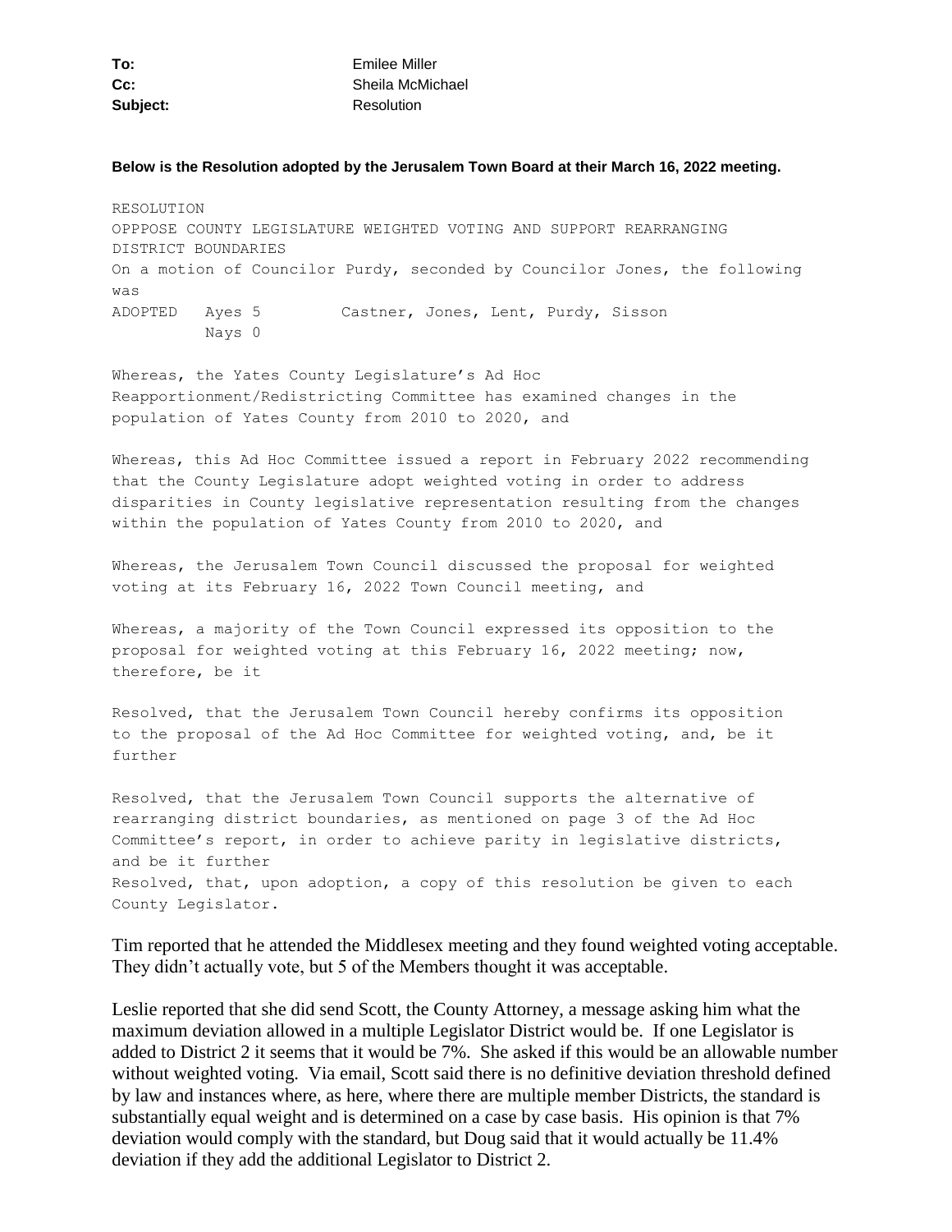**To:** Emilee Miller
**Cc:** Sheila McMichael
**Subject:** Resolution

**Below is the Resolution adopted by the Jerusalem Town Board at their March 16, 2022 meeting.**

```
RESOLUTION
OPPPOSE COUNTY LEGISLATURE WEIGHTED VOTING AND SUPPORT REARRANGING
DISTRICT BOUNDARIES
On a motion of Councilor Purdy, seconded by Councilor Jones, the following
was
ADOPTED   Ayes 5        Castner, Jones, Lent, Purdy, Sisson
          Nays 0

Whereas, the Yates County Legislature's Ad Hoc
Reapportionment/Redistricting Committee has examined changes in the
population of Yates County from 2010 to 2020, and

Whereas, this Ad Hoc Committee issued a report in February 2022 recommending
that the County Legislature adopt weighted voting in order to address
disparities in County legislative representation resulting from the changes
within the population of Yates County from 2010 to 2020, and

Whereas, the Jerusalem Town Council discussed the proposal for weighted
voting at its February 16, 2022 Town Council meeting, and

Whereas, a majority of the Town Council expressed its opposition to the
proposal for weighted voting at this February 16, 2022 meeting; now,
therefore, be it

Resolved, that the Jerusalem Town Council hereby confirms its opposition
to the proposal of the Ad Hoc Committee for weighted voting, and, be it
further

Resolved, that the Jerusalem Town Council supports the alternative of
rearranging district boundaries, as mentioned on page 3 of the Ad Hoc
Committee's report, in order to achieve parity in legislative districts,
and be it further
Resolved, that, upon adoption, a copy of this resolution be given to each
County Legislator.
```

Tim reported that he attended the Middlesex meeting and they found weighted voting acceptable. They didn't actually vote, but 5 of the Members thought it was acceptable.

Leslie reported that she did send Scott, the County Attorney, a message asking him what the maximum deviation allowed in a multiple Legislator District would be. If one Legislator is added to District 2 it seems that it would be 7%. She asked if this would be an allowable number without weighted voting. Via email, Scott said there is no definitive deviation threshold defined by law and instances where, as here, where there are multiple member Districts, the standard is substantially equal weight and is determined on a case by case basis. His opinion is that 7% deviation would comply with the standard, but Doug said that it would actually be 11.4% deviation if they add the additional Legislator to District 2.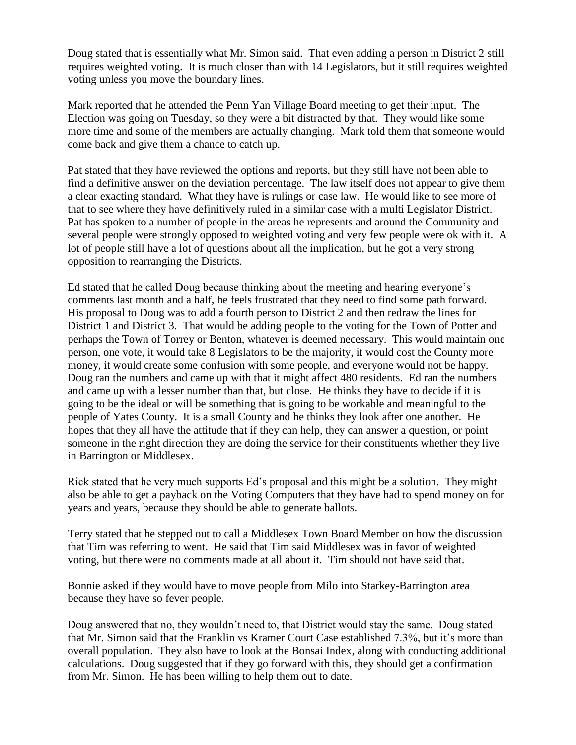Doug stated that is essentially what Mr. Simon said. That even adding a person in District 2 still requires weighted voting. It is much closer than with 14 Legislators, but it still requires weighted voting unless you move the boundary lines.

Mark reported that he attended the Penn Yan Village Board meeting to get their input. The Election was going on Tuesday, so they were a bit distracted by that. They would like some more time and some of the members are actually changing. Mark told them that someone would come back and give them a chance to catch up.

Pat stated that they have reviewed the options and reports, but they still have not been able to find a definitive answer on the deviation percentage. The law itself does not appear to give them a clear exacting standard. What they have is rulings or case law. He would like to see more of that to see where they have definitively ruled in a similar case with a multi Legislator District. Pat has spoken to a number of people in the areas he represents and around the Community and several people were strongly opposed to weighted voting and very few people were ok with it. A lot of people still have a lot of questions about all the implication, but he got a very strong opposition to rearranging the Districts.

Ed stated that he called Doug because thinking about the meeting and hearing everyone's comments last month and a half, he feels frustrated that they need to find some path forward. His proposal to Doug was to add a fourth person to District 2 and then redraw the lines for District 1 and District 3. That would be adding people to the voting for the Town of Potter and perhaps the Town of Torrey or Benton, whatever is deemed necessary. This would maintain one person, one vote, it would take 8 Legislators to be the majority, it would cost the County more money, it would create some confusion with some people, and everyone would not be happy. Doug ran the numbers and came up with that it might affect 480 residents. Ed ran the numbers and came up with a lesser number than that, but close. He thinks they have to decide if it is going to be the ideal or will be something that is going to be workable and meaningful to the people of Yates County. It is a small County and he thinks they look after one another. He hopes that they all have the attitude that if they can help, they can answer a question, or point someone in the right direction they are doing the service for their constituents whether they live in Barrington or Middlesex.

Rick stated that he very much supports Ed's proposal and this might be a solution. They might also be able to get a payback on the Voting Computers that they have had to spend money on for years and years, because they should be able to generate ballots.

Terry stated that he stepped out to call a Middlesex Town Board Member on how the discussion that Tim was referring to went. He said that Tim said Middlesex was in favor of weighted voting, but there were no comments made at all about it. Tim should not have said that.

Bonnie asked if they would have to move people from Milo into Starkey-Barrington area because they have so fever people.

Doug answered that no, they wouldn't need to, that District would stay the same. Doug stated that Mr. Simon said that the Franklin vs Kramer Court Case established 7.3%, but it's more than overall population. They also have to look at the Bonsai Index, along with conducting additional calculations. Doug suggested that if they go forward with this, they should get a confirmation from Mr. Simon. He has been willing to help them out to date.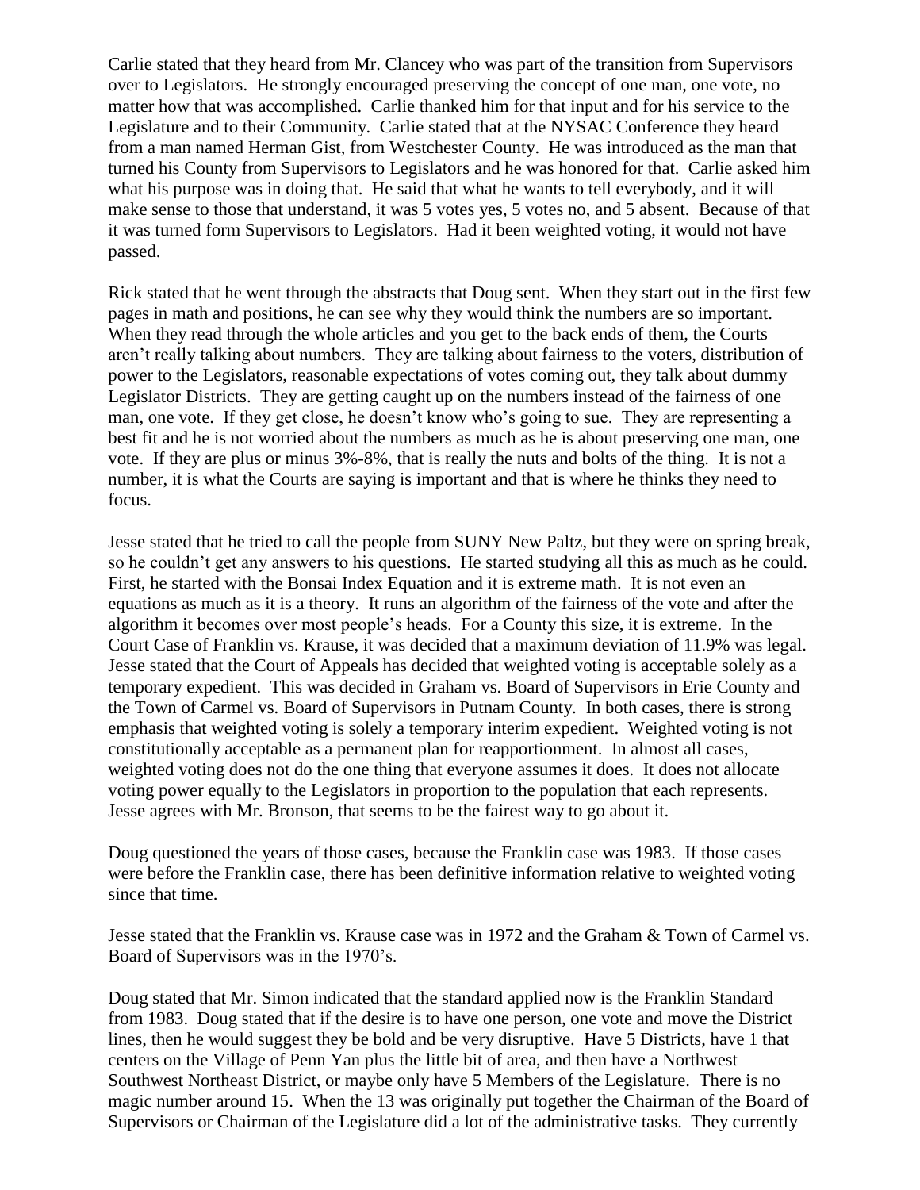Carlie stated that they heard from Mr. Clancey who was part of the transition from Supervisors over to Legislators. He strongly encouraged preserving the concept of one man, one vote, no matter how that was accomplished. Carlie thanked him for that input and for his service to the Legislature and to their Community. Carlie stated that at the NYSAC Conference they heard from a man named Herman Gist, from Westchester County. He was introduced as the man that turned his County from Supervisors to Legislators and he was honored for that. Carlie asked him what his purpose was in doing that. He said that what he wants to tell everybody, and it will make sense to those that understand, it was 5 votes yes, 5 votes no, and 5 absent. Because of that it was turned form Supervisors to Legislators. Had it been weighted voting, it would not have passed.

Rick stated that he went through the abstracts that Doug sent. When they start out in the first few pages in math and positions, he can see why they would think the numbers are so important. When they read through the whole articles and you get to the back ends of them, the Courts aren't really talking about numbers. They are talking about fairness to the voters, distribution of power to the Legislators, reasonable expectations of votes coming out, they talk about dummy Legislator Districts. They are getting caught up on the numbers instead of the fairness of one man, one vote. If they get close, he doesn't know who's going to sue. They are representing a best fit and he is not worried about the numbers as much as he is about preserving one man, one vote. If they are plus or minus 3%-8%, that is really the nuts and bolts of the thing. It is not a number, it is what the Courts are saying is important and that is where he thinks they need to focus.

Jesse stated that he tried to call the people from SUNY New Paltz, but they were on spring break, so he couldn't get any answers to his questions. He started studying all this as much as he could. First, he started with the Bonsai Index Equation and it is extreme math. It is not even an equations as much as it is a theory. It runs an algorithm of the fairness of the vote and after the algorithm it becomes over most people's heads. For a County this size, it is extreme. In the Court Case of Franklin vs. Krause, it was decided that a maximum deviation of 11.9% was legal. Jesse stated that the Court of Appeals has decided that weighted voting is acceptable solely as a temporary expedient. This was decided in Graham vs. Board of Supervisors in Erie County and the Town of Carmel vs. Board of Supervisors in Putnam County. In both cases, there is strong emphasis that weighted voting is solely a temporary interim expedient. Weighted voting is not constitutionally acceptable as a permanent plan for reapportionment. In almost all cases, weighted voting does not do the one thing that everyone assumes it does. It does not allocate voting power equally to the Legislators in proportion to the population that each represents. Jesse agrees with Mr. Bronson, that seems to be the fairest way to go about it.

Doug questioned the years of those cases, because the Franklin case was 1983. If those cases were before the Franklin case, there has been definitive information relative to weighted voting since that time.

Jesse stated that the Franklin vs. Krause case was in 1972 and the Graham & Town of Carmel vs. Board of Supervisors was in the 1970's.

Doug stated that Mr. Simon indicated that the standard applied now is the Franklin Standard from 1983. Doug stated that if the desire is to have one person, one vote and move the District lines, then he would suggest they be bold and be very disruptive. Have 5 Districts, have 1 that centers on the Village of Penn Yan plus the little bit of area, and then have a Northwest Southwest Northeast District, or maybe only have 5 Members of the Legislature. There is no magic number around 15. When the 13 was originally put together the Chairman of the Board of Supervisors or Chairman of the Legislature did a lot of the administrative tasks. They currently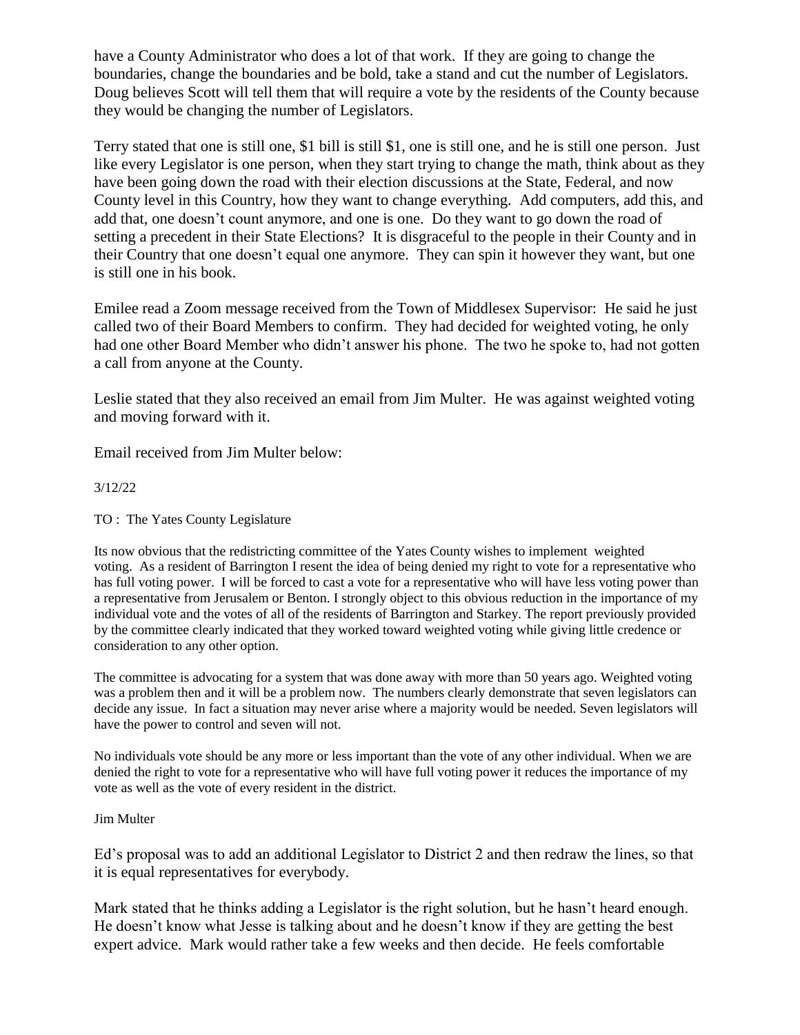have a County Administrator who does a lot of that work. If they are going to change the boundaries, change the boundaries and be bold, take a stand and cut the number of Legislators. Doug believes Scott will tell them that will require a vote by the residents of the County because they would be changing the number of Legislators.

Terry stated that one is still one, $1 bill is still $1, one is still one, and he is still one person. Just like every Legislator is one person, when they start trying to change the math, think about as they have been going down the road with their election discussions at the State, Federal, and now County level in this Country, how they want to change everything. Add computers, add this, and add that, one doesn't count anymore, and one is one. Do they want to go down the road of setting a precedent in their State Elections? It is disgraceful to the people in their County and in their Country that one doesn't equal one anymore. They can spin it however they want, but one is still one in his book.

Emilee read a Zoom message received from the Town of Middlesex Supervisor: He said he just called two of their Board Members to confirm. They had decided for weighted voting, he only had one other Board Member who didn't answer his phone. The two he spoke to, had not gotten a call from anyone at the County.

Leslie stated that they also received an email from Jim Multer. He was against weighted voting and moving forward with it.

Email received from Jim Multer below:

3/12/22

TO : The Yates County Legislature

Its now obvious that the redistricting committee of the Yates County wishes to implement weighted voting. As a resident of Barrington I resent the idea of being denied my right to vote for a representative who has full voting power. I will be forced to cast a vote for a representative who will have less voting power than a representative from Jerusalem or Benton. I strongly object to this obvious reduction in the importance of my individual vote and the votes of all of the residents of Barrington and Starkey. The report previously provided by the committee clearly indicated that they worked toward weighted voting while giving little credence or consideration to any other option.

The committee is advocating for a system that was done away with more than 50 years ago. Weighted voting was a problem then and it will be a problem now. The numbers clearly demonstrate that seven legislators can decide any issue. In fact a situation may never arise where a majority would be needed. Seven legislators will have the power to control and seven will not.

No individuals vote should be any more or less important than the vote of any other individual. When we are denied the right to vote for a representative who will have full voting power it reduces the importance of my vote as well as the vote of every resident in the district.

Jim Multer

Ed's proposal was to add an additional Legislator to District 2 and then redraw the lines, so that it is equal representatives for everybody.

Mark stated that he thinks adding a Legislator is the right solution, but he hasn't heard enough. He doesn't know what Jesse is talking about and he doesn't know if they are getting the best expert advice. Mark would rather take a few weeks and then decide. He feels comfortable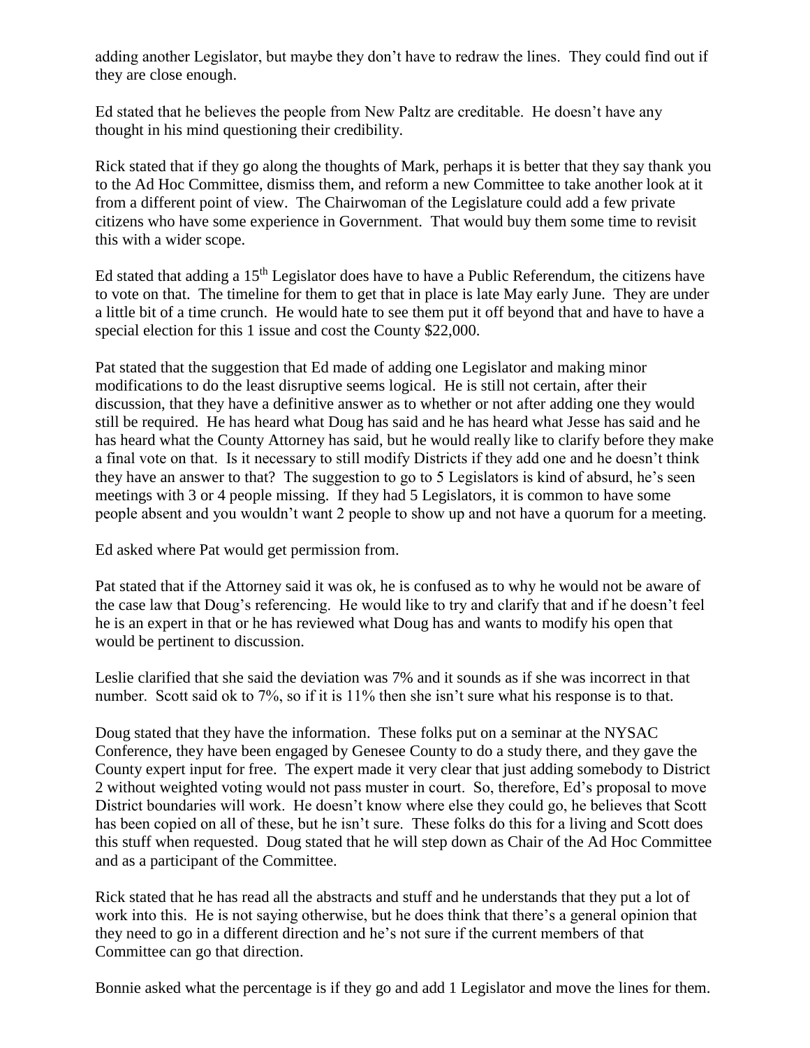adding another Legislator, but maybe they don't have to redraw the lines. They could find out if they are close enough.

Ed stated that he believes the people from New Paltz are creditable. He doesn't have any thought in his mind questioning their credibility.

Rick stated that if they go along the thoughts of Mark, perhaps it is better that they say thank you to the Ad Hoc Committee, dismiss them, and reform a new Committee to take another look at it from a different point of view. The Chairwoman of the Legislature could add a few private citizens who have some experience in Government. That would buy them some time to revisit this with a wider scope.

Ed stated that adding a 15th Legislator does have to have a Public Referendum, the citizens have to vote on that. The timeline for them to get that in place is late May early June. They are under a little bit of a time crunch. He would hate to see them put it off beyond that and have to have a special election for this 1 issue and cost the County $22,000.

Pat stated that the suggestion that Ed made of adding one Legislator and making minor modifications to do the least disruptive seems logical. He is still not certain, after their discussion, that they have a definitive answer as to whether or not after adding one they would still be required. He has heard what Doug has said and he has heard what Jesse has said and he has heard what the County Attorney has said, but he would really like to clarify before they make a final vote on that. Is it necessary to still modify Districts if they add one and he doesn't think they have an answer to that? The suggestion to go to 5 Legislators is kind of absurd, he's seen meetings with 3 or 4 people missing. If they had 5 Legislators, it is common to have some people absent and you wouldn't want 2 people to show up and not have a quorum for a meeting.

Ed asked where Pat would get permission from.

Pat stated that if the Attorney said it was ok, he is confused as to why he would not be aware of the case law that Doug's referencing. He would like to try and clarify that and if he doesn't feel he is an expert in that or he has reviewed what Doug has and wants to modify his open that would be pertinent to discussion.

Leslie clarified that she said the deviation was 7% and it sounds as if she was incorrect in that number. Scott said ok to 7%, so if it is 11% then she isn't sure what his response is to that.

Doug stated that they have the information. These folks put on a seminar at the NYSAC Conference, they have been engaged by Genesee County to do a study there, and they gave the County expert input for free. The expert made it very clear that just adding somebody to District 2 without weighted voting would not pass muster in court. So, therefore, Ed's proposal to move District boundaries will work. He doesn't know where else they could go, he believes that Scott has been copied on all of these, but he isn't sure. These folks do this for a living and Scott does this stuff when requested. Doug stated that he will step down as Chair of the Ad Hoc Committee and as a participant of the Committee.

Rick stated that he has read all the abstracts and stuff and he understands that they put a lot of work into this. He is not saying otherwise, but he does think that there's a general opinion that they need to go in a different direction and he's not sure if the current members of that Committee can go that direction.

Bonnie asked what the percentage is if they go and add 1 Legislator and move the lines for them.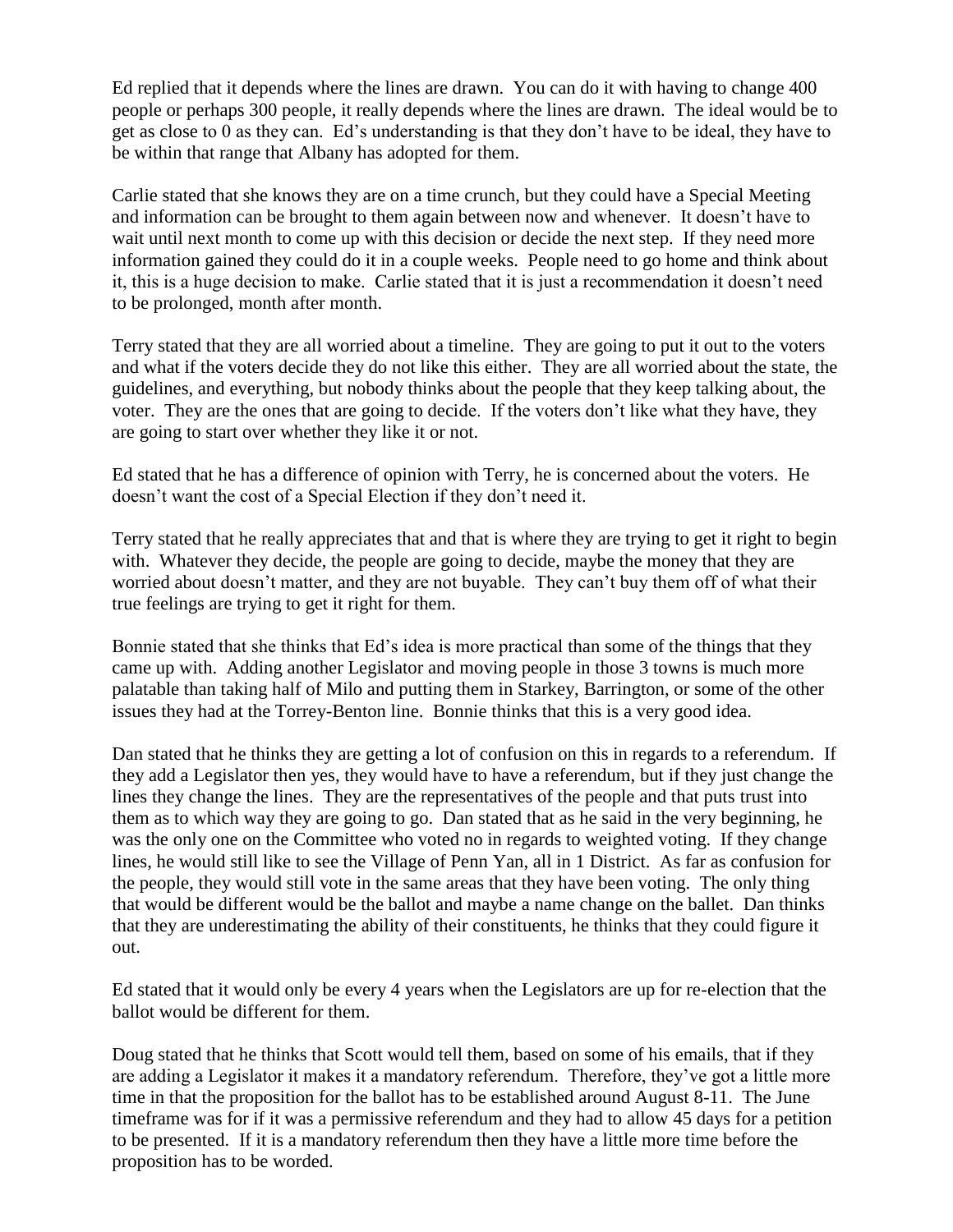Ed replied that it depends where the lines are drawn. You can do it with having to change 400 people or perhaps 300 people, it really depends where the lines are drawn. The ideal would be to get as close to 0 as they can. Ed's understanding is that they don't have to be ideal, they have to be within that range that Albany has adopted for them.

Carlie stated that she knows they are on a time crunch, but they could have a Special Meeting and information can be brought to them again between now and whenever. It doesn't have to wait until next month to come up with this decision or decide the next step. If they need more information gained they could do it in a couple weeks. People need to go home and think about it, this is a huge decision to make. Carlie stated that it is just a recommendation it doesn't need to be prolonged, month after month.

Terry stated that they are all worried about a timeline. They are going to put it out to the voters and what if the voters decide they do not like this either. They are all worried about the state, the guidelines, and everything, but nobody thinks about the people that they keep talking about, the voter. They are the ones that are going to decide. If the voters don't like what they have, they are going to start over whether they like it or not.

Ed stated that he has a difference of opinion with Terry, he is concerned about the voters. He doesn't want the cost of a Special Election if they don't need it.

Terry stated that he really appreciates that and that is where they are trying to get it right to begin with. Whatever they decide, the people are going to decide, maybe the money that they are worried about doesn't matter, and they are not buyable. They can't buy them off of what their true feelings are trying to get it right for them.

Bonnie stated that she thinks that Ed's idea is more practical than some of the things that they came up with. Adding another Legislator and moving people in those 3 towns is much more palatable than taking half of Milo and putting them in Starkey, Barrington, or some of the other issues they had at the Torrey-Benton line. Bonnie thinks that this is a very good idea.

Dan stated that he thinks they are getting a lot of confusion on this in regards to a referendum. If they add a Legislator then yes, they would have to have a referendum, but if they just change the lines they change the lines. They are the representatives of the people and that puts trust into them as to which way they are going to go. Dan stated that as he said in the very beginning, he was the only one on the Committee who voted no in regards to weighted voting. If they change lines, he would still like to see the Village of Penn Yan, all in 1 District. As far as confusion for the people, they would still vote in the same areas that they have been voting. The only thing that would be different would be the ballot and maybe a name change on the ballet. Dan thinks that they are underestimating the ability of their constituents, he thinks that they could figure it out.

Ed stated that it would only be every 4 years when the Legislators are up for re-election that the ballot would be different for them.

Doug stated that he thinks that Scott would tell them, based on some of his emails, that if they are adding a Legislator it makes it a mandatory referendum. Therefore, they've got a little more time in that the proposition for the ballot has to be established around August 8-11. The June timeframe was for if it was a permissive referendum and they had to allow 45 days for a petition to be presented. If it is a mandatory referendum then they have a little more time before the proposition has to be worded.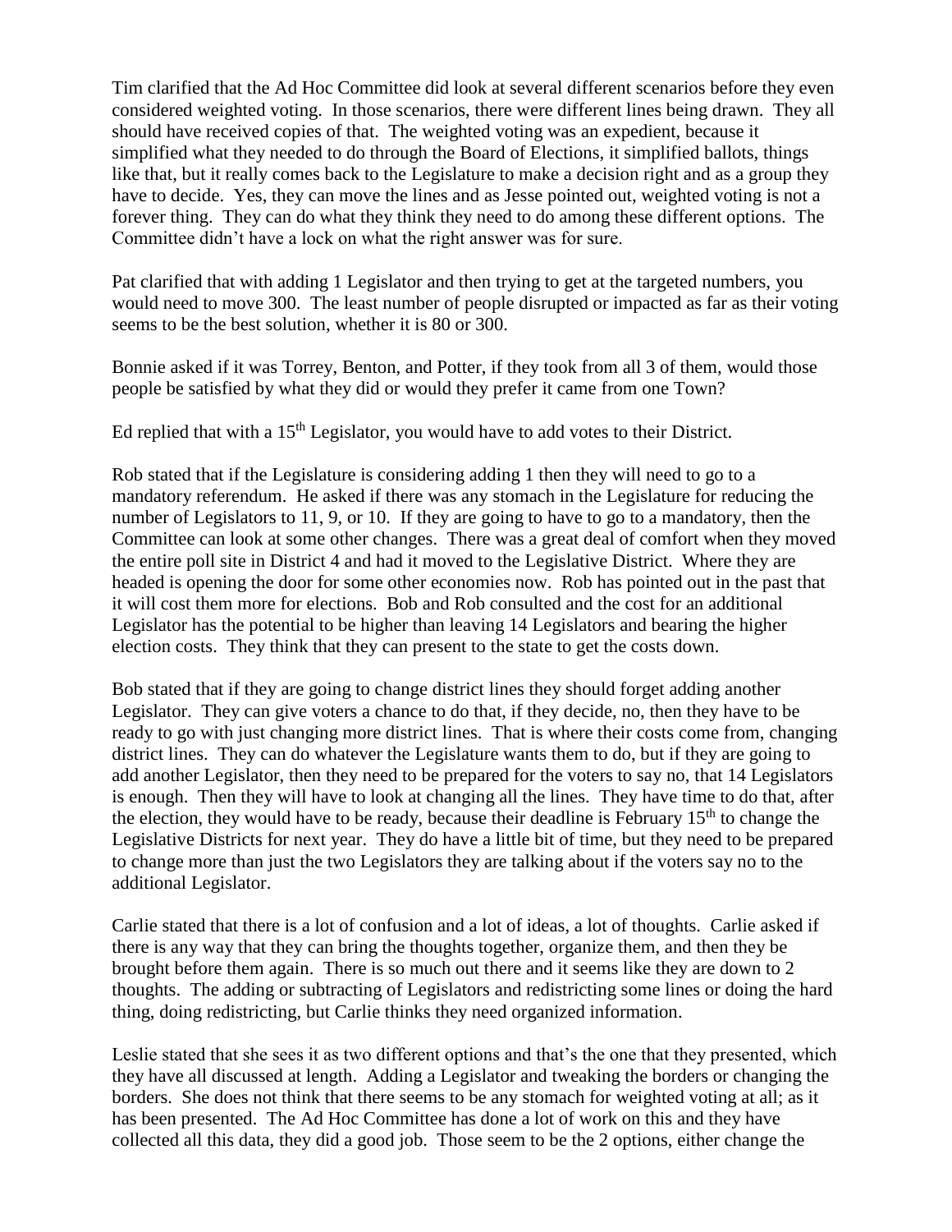Tim clarified that the Ad Hoc Committee did look at several different scenarios before they even considered weighted voting. In those scenarios, there were different lines being drawn. They all should have received copies of that. The weighted voting was an expedient, because it simplified what they needed to do through the Board of Elections, it simplified ballots, things like that, but it really comes back to the Legislature to make a decision right and as a group they have to decide. Yes, they can move the lines and as Jesse pointed out, weighted voting is not a forever thing. They can do what they think they need to do among these different options. The Committee didn't have a lock on what the right answer was for sure.

Pat clarified that with adding 1 Legislator and then trying to get at the targeted numbers, you would need to move 300. The least number of people disrupted or impacted as far as their voting seems to be the best solution, whether it is 80 or 300.

Bonnie asked if it was Torrey, Benton, and Potter, if they took from all 3 of them, would those people be satisfied by what they did or would they prefer it came from one Town?

Ed replied that with a 15th Legislator, you would have to add votes to their District.

Rob stated that if the Legislature is considering adding 1 then they will need to go to a mandatory referendum. He asked if there was any stomach in the Legislature for reducing the number of Legislators to 11, 9, or 10. If they are going to have to go to a mandatory, then the Committee can look at some other changes. There was a great deal of comfort when they moved the entire poll site in District 4 and had it moved to the Legislative District. Where they are headed is opening the door for some other economies now. Rob has pointed out in the past that it will cost them more for elections. Bob and Rob consulted and the cost for an additional Legislator has the potential to be higher than leaving 14 Legislators and bearing the higher election costs. They think that they can present to the state to get the costs down.

Bob stated that if they are going to change district lines they should forget adding another Legislator. They can give voters a chance to do that, if they decide, no, then they have to be ready to go with just changing more district lines. That is where their costs come from, changing district lines. They can do whatever the Legislature wants them to do, but if they are going to add another Legislator, then they need to be prepared for the voters to say no, that 14 Legislators is enough. Then they will have to look at changing all the lines. They have time to do that, after the election, they would have to be ready, because their deadline is February 15th to change the Legislative Districts for next year. They do have a little bit of time, but they need to be prepared to change more than just the two Legislators they are talking about if the voters say no to the additional Legislator.

Carlie stated that there is a lot of confusion and a lot of ideas, a lot of thoughts. Carlie asked if there is any way that they can bring the thoughts together, organize them, and then they be brought before them again. There is so much out there and it seems like they are down to 2 thoughts. The adding or subtracting of Legislators and redistricting some lines or doing the hard thing, doing redistricting, but Carlie thinks they need organized information.

Leslie stated that she sees it as two different options and that's the one that they presented, which they have all discussed at length. Adding a Legislator and tweaking the borders or changing the borders. She does not think that there seems to be any stomach for weighted voting at all; as it has been presented. The Ad Hoc Committee has done a lot of work on this and they have collected all this data, they did a good job. Those seem to be the 2 options, either change the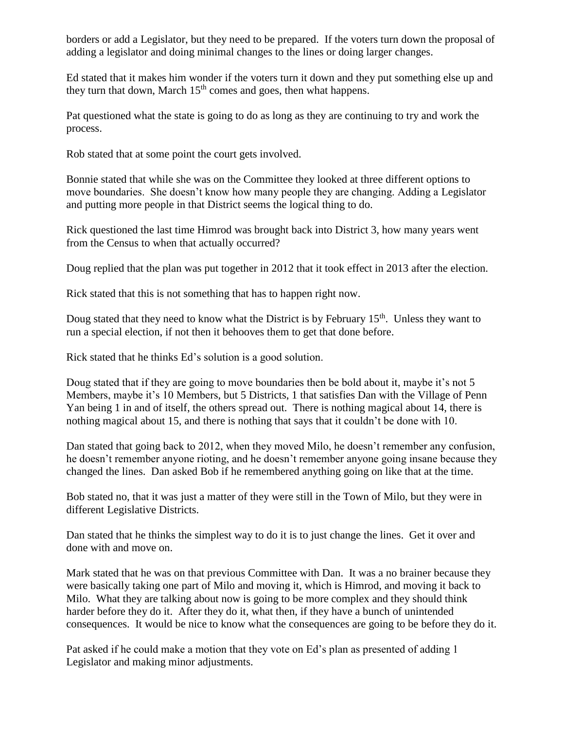borders or add a Legislator, but they need to be prepared. If the voters turn down the proposal of adding a legislator and doing minimal changes to the lines or doing larger changes.

Ed stated that it makes him wonder if the voters turn it down and they put something else up and they turn that down, March 15th comes and goes, then what happens.

Pat questioned what the state is going to do as long as they are continuing to try and work the process.

Rob stated that at some point the court gets involved.

Bonnie stated that while she was on the Committee they looked at three different options to move boundaries. She doesn't know how many people they are changing. Adding a Legislator and putting more people in that District seems the logical thing to do.

Rick questioned the last time Himrod was brought back into District 3, how many years went from the Census to when that actually occurred?

Doug replied that the plan was put together in 2012 that it took effect in 2013 after the election.

Rick stated that this is not something that has to happen right now.

Doug stated that they need to know what the District is by February 15th. Unless they want to run a special election, if not then it behooves them to get that done before.

Rick stated that he thinks Ed's solution is a good solution.

Doug stated that if they are going to move boundaries then be bold about it, maybe it's not 5 Members, maybe it's 10 Members, but 5 Districts, 1 that satisfies Dan with the Village of Penn Yan being 1 in and of itself, the others spread out. There is nothing magical about 14, there is nothing magical about 15, and there is nothing that says that it couldn't be done with 10.

Dan stated that going back to 2012, when they moved Milo, he doesn't remember any confusion, he doesn't remember anyone rioting, and he doesn't remember anyone going insane because they changed the lines. Dan asked Bob if he remembered anything going on like that at the time.

Bob stated no, that it was just a matter of they were still in the Town of Milo, but they were in different Legislative Districts.

Dan stated that he thinks the simplest way to do it is to just change the lines. Get it over and done with and move on.

Mark stated that he was on that previous Committee with Dan. It was a no brainer because they were basically taking one part of Milo and moving it, which is Himrod, and moving it back to Milo. What they are talking about now is going to be more complex and they should think harder before they do it. After they do it, what then, if they have a bunch of unintended consequences. It would be nice to know what the consequences are going to be before they do it.

Pat asked if he could make a motion that they vote on Ed's plan as presented of adding 1 Legislator and making minor adjustments.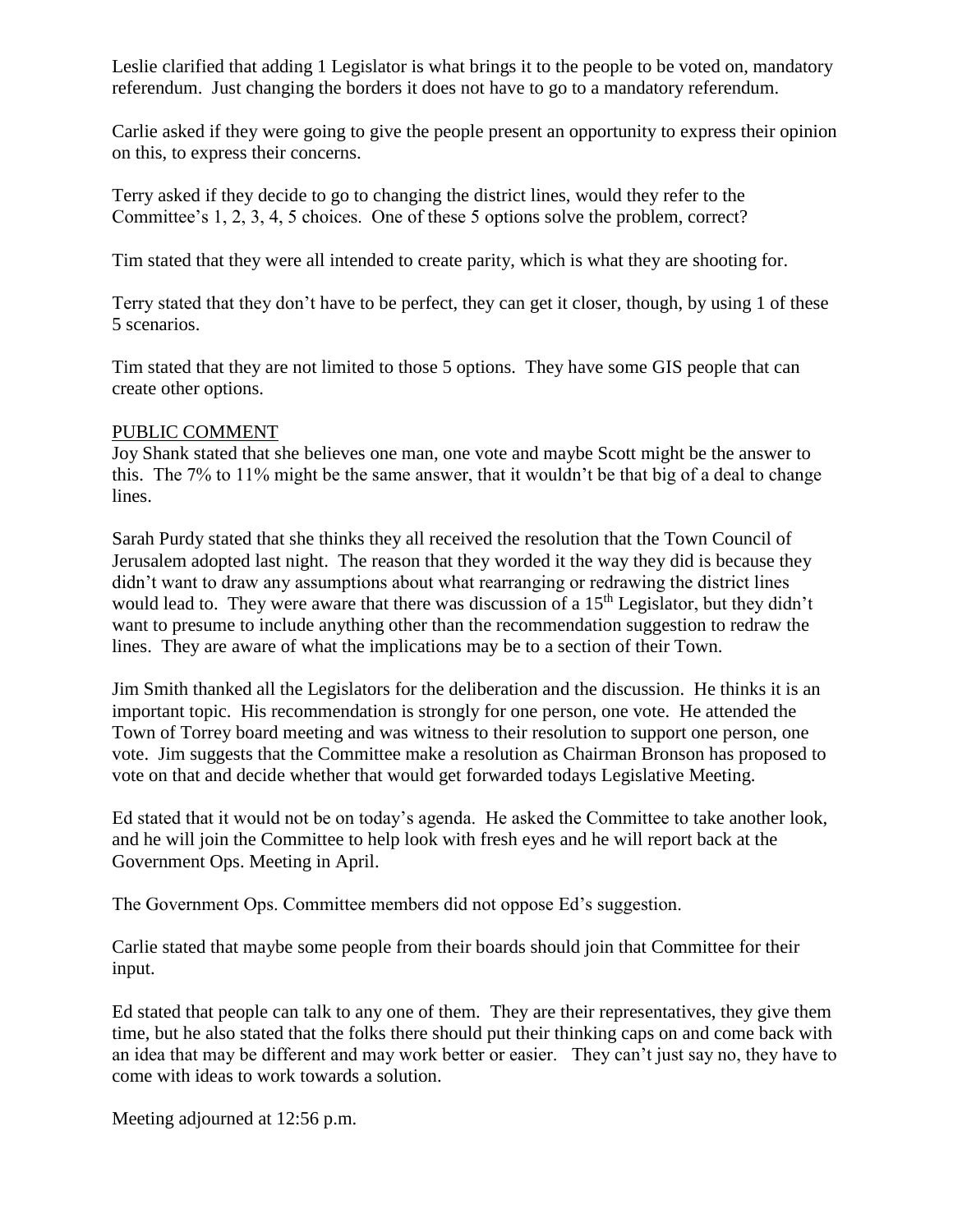Leslie clarified that adding 1 Legislator is what brings it to the people to be voted on, mandatory referendum. Just changing the borders it does not have to go to a mandatory referendum.

Carlie asked if they were going to give the people present an opportunity to express their opinion on this, to express their concerns.

Terry asked if they decide to go to changing the district lines, would they refer to the Committee's 1, 2, 3, 4, 5 choices. One of these 5 options solve the problem, correct?

Tim stated that they were all intended to create parity, which is what they are shooting for.

Terry stated that they don't have to be perfect, they can get it closer, though, by using 1 of these 5 scenarios.

Tim stated that they are not limited to those 5 options. They have some GIS people that can create other options.

PUBLIC COMMENT

Joy Shank stated that she believes one man, one vote and maybe Scott might be the answer to this. The 7% to 11% might be the same answer, that it wouldn't be that big of a deal to change lines.

Sarah Purdy stated that she thinks they all received the resolution that the Town Council of Jerusalem adopted last night. The reason that they worded it the way they did is because they didn't want to draw any assumptions about what rearranging or redrawing the district lines would lead to. They were aware that there was discussion of a 15th Legislator, but they didn't want to presume to include anything other than the recommendation suggestion to redraw the lines. They are aware of what the implications may be to a section of their Town.

Jim Smith thanked all the Legislators for the deliberation and the discussion. He thinks it is an important topic. His recommendation is strongly for one person, one vote. He attended the Town of Torrey board meeting and was witness to their resolution to support one person, one vote. Jim suggests that the Committee make a resolution as Chairman Bronson has proposed to vote on that and decide whether that would get forwarded todays Legislative Meeting.

Ed stated that it would not be on today's agenda. He asked the Committee to take another look, and he will join the Committee to help look with fresh eyes and he will report back at the Government Ops. Meeting in April.

The Government Ops. Committee members did not oppose Ed's suggestion.

Carlie stated that maybe some people from their boards should join that Committee for their input.

Ed stated that people can talk to any one of them. They are their representatives, they give them time, but he also stated that the folks there should put their thinking caps on and come back with an idea that may be different and may work better or easier. They can't just say no, they have to come with ideas to work towards a solution.

Meeting adjourned at 12:56 p.m.